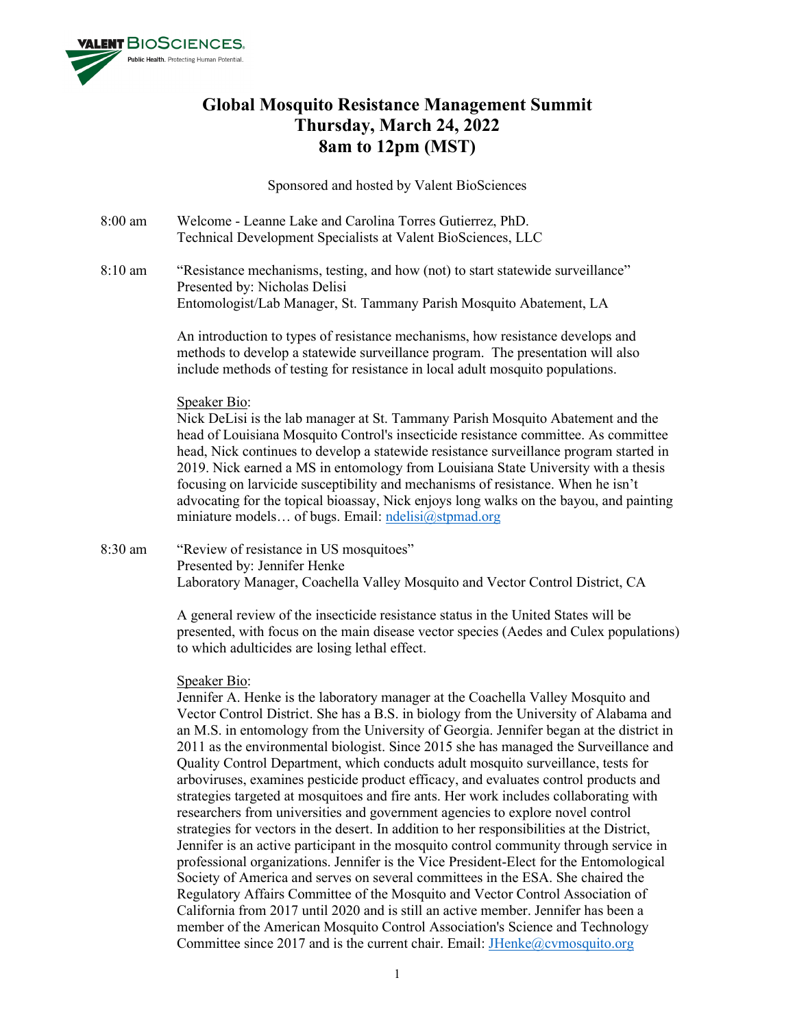# Global Mosquito Resistance Management Summit
## Thursday, March 24, 2022
## 8am to 12pm (MST)

Sponsored and hosted by Valent BioSciences

**8:00 am** Welcome - Leanne Lake and Carolina Torres Gutierrez, PhD.
Technical Development Specialists at Valent BioSciences, LLC

**8:10 am** "Resistance mechanisms, testing, and how (not) to start statewide surveillance"
Presented by: Nicholas Delisi
Entomologist/Lab Manager, St. Tammany Parish Mosquito Abatement, LA

An introduction to types of resistance mechanisms, how resistance develops and methods to develop a statewide surveillance program. The presentation will also include methods of testing for resistance in local adult mosquito populations.

Speaker Bio:
Nick DeLisi is the lab manager at St. Tammany Parish Mosquito Abatement and the head of Louisiana Mosquito Control's insecticide resistance committee. As committee head, Nick continues to develop a statewide resistance surveillance program started in 2019. Nick earned a MS in entomology from Louisiana State University with a thesis focusing on larvicide susceptibility and mechanisms of resistance. When he isn't advocating for the topical bioassay, Nick enjoys long walks on the bayou, and painting miniature models… of bugs. Email: ndelisi@stpmad.org

**8:30 am** "Review of resistance in US mosquitoes"
Presented by: Jennifer Henke
Laboratory Manager, Coachella Valley Mosquito and Vector Control District, CA

A general review of the insecticide resistance status in the United States will be presented, with focus on the main disease vector species (Aedes and Culex populations) to which adulticides are losing lethal effect.

Speaker Bio:
Jennifer A. Henke is the laboratory manager at the Coachella Valley Mosquito and Vector Control District. She has a B.S. in biology from the University of Alabama and an M.S. in entomology from the University of Georgia. Jennifer began at the district in 2011 as the environmental biologist. Since 2015 she has managed the Surveillance and Quality Control Department, which conducts adult mosquito surveillance, tests for arboviruses, examines pesticide product efficacy, and evaluates control products and strategies targeted at mosquitoes and fire ants. Her work includes collaborating with researchers from universities and government agencies to explore novel control strategies for vectors in the desert. In addition to her responsibilities at the District, Jennifer is an active participant in the mosquito control community through service in professional organizations. Jennifer is the Vice President-Elect for the Entomological Society of America and serves on several committees in the ESA. She chaired the Regulatory Affairs Committee of the Mosquito and Vector Control Association of California from 2017 until 2020 and is still an active member. Jennifer has been a member of the American Mosquito Control Association's Science and Technology Committee since 2017 and is the current chair. Email: JHenke@cvmosquito.org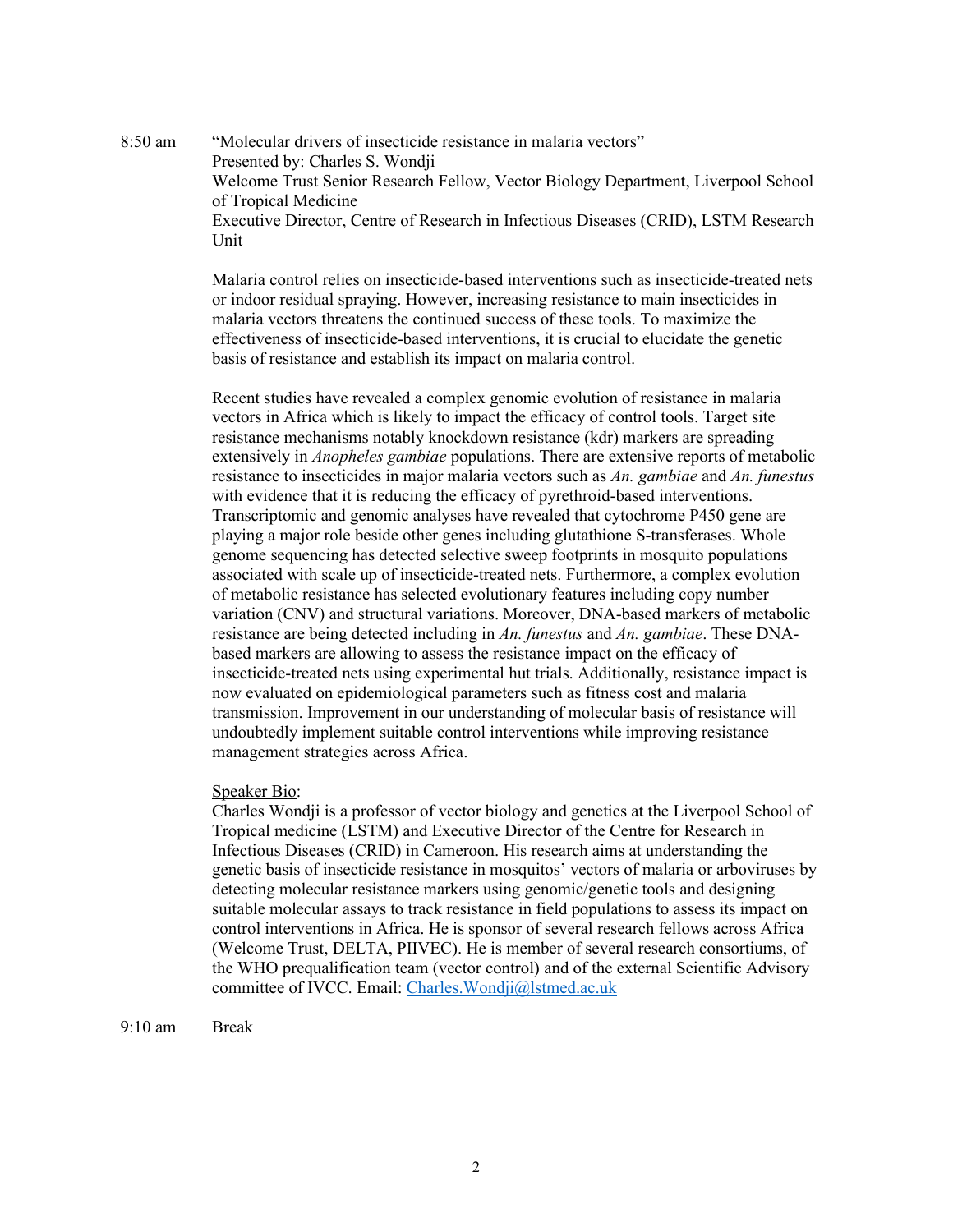8:50 am "Molecular drivers of insecticide resistance in malaria vectors"
Presented by: Charles S. Wondji
Welcome Trust Senior Research Fellow, Vector Biology Department, Liverpool School of Tropical Medicine
Executive Director, Centre of Research in Infectious Diseases (CRID), LSTM Research Unit

Malaria control relies on insecticide-based interventions such as insecticide-treated nets or indoor residual spraying. However, increasing resistance to main insecticides in malaria vectors threatens the continued success of these tools. To maximize the effectiveness of insecticide-based interventions, it is crucial to elucidate the genetic basis of resistance and establish its impact on malaria control.

Recent studies have revealed a complex genomic evolution of resistance in malaria vectors in Africa which is likely to impact the efficacy of control tools. Target site resistance mechanisms notably knockdown resistance (kdr) markers are spreading extensively in *Anopheles gambiae* populations. There are extensive reports of metabolic resistance to insecticides in major malaria vectors such as *An. gambiae* and *An. funestus* with evidence that it is reducing the efficacy of pyrethroid-based interventions. Transcriptomic and genomic analyses have revealed that cytochrome P450 gene are playing a major role beside other genes including glutathione S-transferases. Whole genome sequencing has detected selective sweep footprints in mosquito populations associated with scale up of insecticide-treated nets. Furthermore, a complex evolution of metabolic resistance has selected evolutionary features including copy number variation (CNV) and structural variations. Moreover, DNA-based markers of metabolic resistance are being detected including in *An. funestus* and *An. gambiae*. These DNA-based markers are allowing to assess the resistance impact on the efficacy of insecticide-treated nets using experimental hut trials. Additionally, resistance impact is now evaluated on epidemiological parameters such as fitness cost and malaria transmission. Improvement in our understanding of molecular basis of resistance will undoubtedly implement suitable control interventions while improving resistance management strategies across Africa.

Speaker Bio:
Charles Wondji is a professor of vector biology and genetics at the Liverpool School of Tropical medicine (LSTM) and Executive Director of the Centre for Research in Infectious Diseases (CRID) in Cameroon. His research aims at understanding the genetic basis of insecticide resistance in mosquitos' vectors of malaria or arboviruses by detecting molecular resistance markers using genomic/genetic tools and designing suitable molecular assays to track resistance in field populations to assess its impact on control interventions in Africa. He is sponsor of several research fellows across Africa (Welcome Trust, DELTA, PIIVEC). He is member of several research consortiums, of the WHO prequalification team (vector control) and of the external Scientific Advisory committee of IVCC. Email: Charles.Wondji@lstmed.ac.uk

9:10 am Break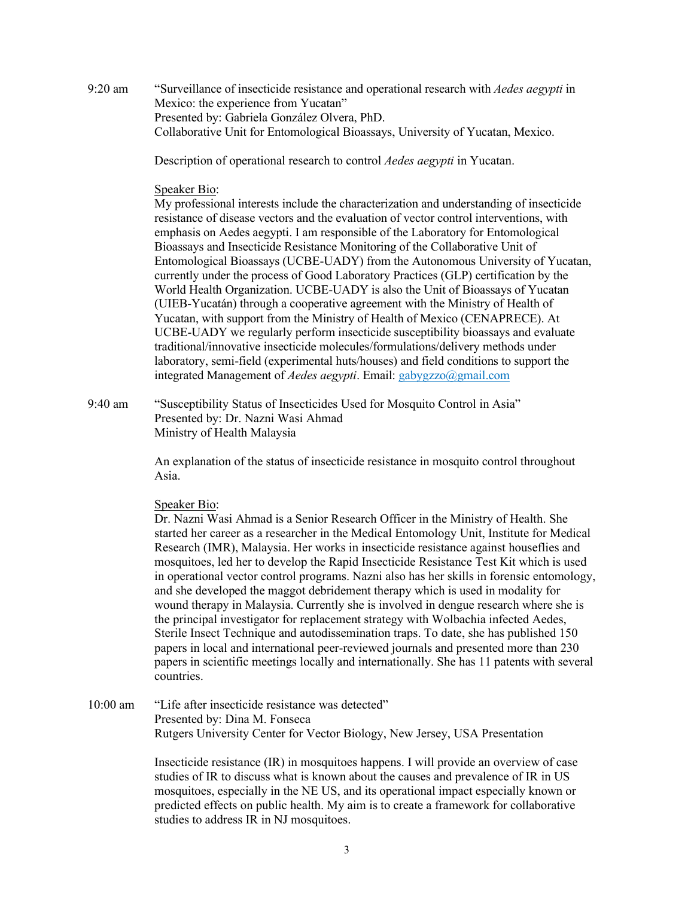9:20 am "Surveillance of insecticide resistance and operational research with *Aedes aegypti* in Mexico: the experience from Yucatan"
Presented by: Gabriela González Olvera, PhD.
Collaborative Unit for Entomological Bioassays, University of Yucatan, Mexico.

Description of operational research to control *Aedes aegypti* in Yucatan.

Speaker Bio:
My professional interests include the characterization and understanding of insecticide resistance of disease vectors and the evaluation of vector control interventions, with emphasis on Aedes aegypti. I am responsible of the Laboratory for Entomological Bioassays and Insecticide Resistance Monitoring of the Collaborative Unit of Entomological Bioassays (UCBE-UADY) from the Autonomous University of Yucatan, currently under the process of Good Laboratory Practices (GLP) certification by the World Health Organization. UCBE-UADY is also the Unit of Bioassays of Yucatan (UIEB-Yucatán) through a cooperative agreement with the Ministry of Health of Yucatan, with support from the Ministry of Health of Mexico (CENAPRECE). At UCBE-UADY we regularly perform insecticide susceptibility bioassays and evaluate traditional/innovative insecticide molecules/formulations/delivery methods under laboratory, semi-field (experimental huts/houses) and field conditions to support the integrated Management of *Aedes aegypti*. Email: gabygzzo@gmail.com

9:40 am "Susceptibility Status of Insecticides Used for Mosquito Control in Asia"
Presented by: Dr. Nazni Wasi Ahmad
Ministry of Health Malaysia

An explanation of the status of insecticide resistance in mosquito control throughout Asia.

Speaker Bio:
Dr. Nazni Wasi Ahmad is a Senior Research Officer in the Ministry of Health. She started her career as a researcher in the Medical Entomology Unit, Institute for Medical Research (IMR), Malaysia. Her works in insecticide resistance against houseflies and mosquitoes, led her to develop the Rapid Insecticide Resistance Test Kit which is used in operational vector control programs. Nazni also has her skills in forensic entomology, and she developed the maggot debridement therapy which is used in modality for wound therapy in Malaysia. Currently she is involved in dengue research where she is the principal investigator for replacement strategy with Wolbachia infected Aedes, Sterile Insect Technique and autodissemination traps. To date, she has published 150 papers in local and international peer-reviewed journals and presented more than 230 papers in scientific meetings locally and internationally. She has 11 patents with several countries.

10:00 am "Life after insecticide resistance was detected"
Presented by: Dina M. Fonseca
Rutgers University Center for Vector Biology, New Jersey, USA Presentation

Insecticide resistance (IR) in mosquitoes happens. I will provide an overview of case studies of IR to discuss what is known about the causes and prevalence of IR in US mosquitoes, especially in the NE US, and its operational impact especially known or predicted effects on public health. My aim is to create a framework for collaborative studies to address IR in NJ mosquitoes.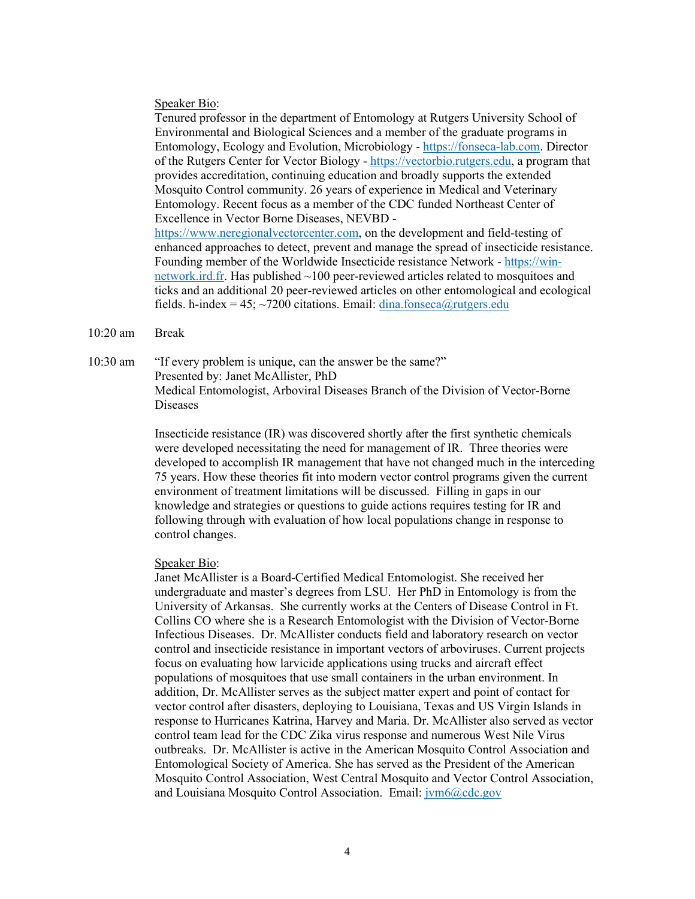Speaker Bio:

Tenured professor in the department of Entomology at Rutgers University School of Environmental and Biological Sciences and a member of the graduate programs in Entomology, Ecology and Evolution, Microbiology - https://fonseca-lab.com. Director of the Rutgers Center for Vector Biology - https://vectorbio.rutgers.edu, a program that provides accreditation, continuing education and broadly supports the extended Mosquito Control community. 26 years of experience in Medical and Veterinary Entomology. Recent focus as a member of the CDC funded Northeast Center of Excellence in Vector Borne Diseases, NEVBD - https://www.neregionalvectorcenter.com, on the development and field-testing of enhanced approaches to detect, prevent and manage the spread of insecticide resistance. Founding member of the Worldwide Insecticide resistance Network - https://win-network.ird.fr. Has published ~100 peer-reviewed articles related to mosquitoes and ticks and an additional 20 peer-reviewed articles on other entomological and ecological fields. h-index = 45; ~7200 citations. Email: dina.fonseca@rutgers.edu

10:20 am Break

10:30 am "If every problem is unique, can the answer be the same?"
Presented by: Janet McAllister, PhD
Medical Entomologist, Arboviral Diseases Branch of the Division of Vector-Borne Diseases

Insecticide resistance (IR) was discovered shortly after the first synthetic chemicals were developed necessitating the need for management of IR. Three theories were developed to accomplish IR management that have not changed much in the interceding 75 years. How these theories fit into modern vector control programs given the current environment of treatment limitations will be discussed. Filling in gaps in our knowledge and strategies or questions to guide actions requires testing for IR and following through with evaluation of how local populations change in response to control changes.

Speaker Bio:

Janet McAllister is a Board-Certified Medical Entomologist. She received her undergraduate and master's degrees from LSU. Her PhD in Entomology is from the University of Arkansas. She currently works at the Centers of Disease Control in Ft. Collins CO where she is a Research Entomologist with the Division of Vector-Borne Infectious Diseases. Dr. McAllister conducts field and laboratory research on vector control and insecticide resistance in important vectors of arboviruses. Current projects focus on evaluating how larvicide applications using trucks and aircraft effect populations of mosquitoes that use small containers in the urban environment. In addition, Dr. McAllister serves as the subject matter expert and point of contact for vector control after disasters, deploying to Louisiana, Texas and US Virgin Islands in response to Hurricanes Katrina, Harvey and Maria. Dr. McAllister also served as vector control team lead for the CDC Zika virus response and numerous West Nile Virus outbreaks. Dr. McAllister is active in the American Mosquito Control Association and Entomological Society of America. She has served as the President of the American Mosquito Control Association, West Central Mosquito and Vector Control Association, and Louisiana Mosquito Control Association. Email: jvm6@cdc.gov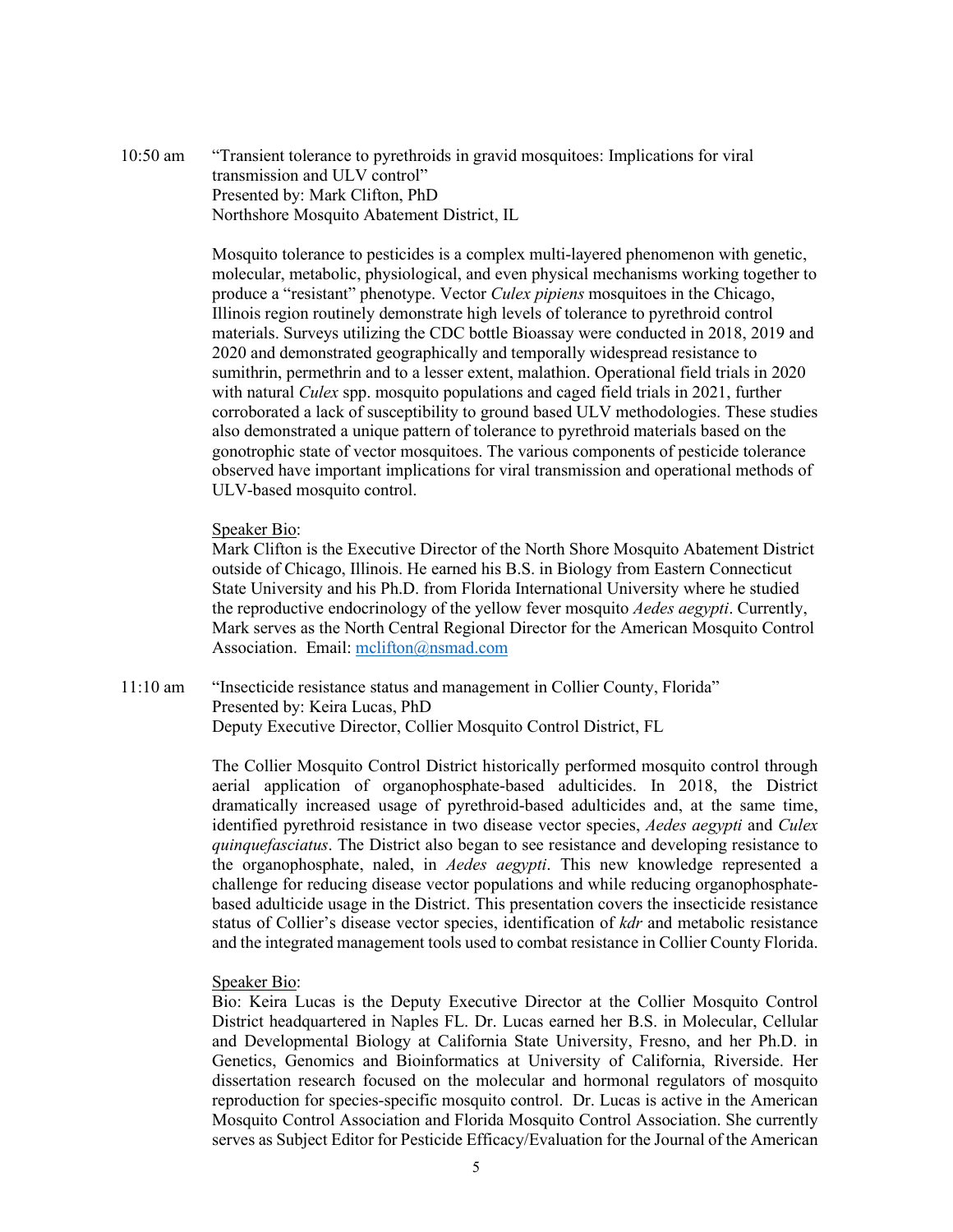10:50 am “Transient tolerance to pyrethroids in gravid mosquitoes: Implications for viral transmission and ULV control”
Presented by: Mark Clifton, PhD
Northshore Mosquito Abatement District, IL

Mosquito tolerance to pesticides is a complex multi-layered phenomenon with genetic, molecular, metabolic, physiological, and even physical mechanisms working together to produce a “resistant” phenotype. Vector *Culex pipiens* mosquitoes in the Chicago, Illinois region routinely demonstrate high levels of tolerance to pyrethroid control materials. Surveys utilizing the CDC bottle Bioassay were conducted in 2018, 2019 and 2020 and demonstrated geographically and temporally widespread resistance to sumithrin, permethrin and to a lesser extent, malathion. Operational field trials in 2020 with natural *Culex* spp. mosquito populations and caged field trials in 2021, further corroborated a lack of susceptibility to ground based ULV methodologies. These studies also demonstrated a unique pattern of tolerance to pyrethroid materials based on the gonotrophic state of vector mosquitoes. The various components of pesticide tolerance observed have important implications for viral transmission and operational methods of ULV-based mosquito control.

Speaker Bio:
Mark Clifton is the Executive Director of the North Shore Mosquito Abatement District outside of Chicago, Illinois. He earned his B.S. in Biology from Eastern Connecticut State University and his Ph.D. from Florida International University where he studied the reproductive endocrinology of the yellow fever mosquito *Aedes aegypti*. Currently, Mark serves as the North Central Regional Director for the American Mosquito Control Association. Email: mclifton@nsmad.com

11:10 am “Insecticide resistance status and management in Collier County, Florida”
Presented by: Keira Lucas, PhD
Deputy Executive Director, Collier Mosquito Control District, FL

The Collier Mosquito Control District historically performed mosquito control through aerial application of organophosphate-based adulticides. In 2018, the District dramatically increased usage of pyrethroid-based adulticides and, at the same time, identified pyrethroid resistance in two disease vector species, *Aedes aegypti* and *Culex quinquefasciatus*. The District also began to see resistance and developing resistance to the organophosphate, naled, in *Aedes aegypti*. This new knowledge represented a challenge for reducing disease vector populations and while reducing organophosphate-based adulticide usage in the District. This presentation covers the insecticide resistance status of Collier’s disease vector species, identification of *kdr* and metabolic resistance and the integrated management tools used to combat resistance in Collier County Florida.

Speaker Bio:
Bio: Keira Lucas is the Deputy Executive Director at the Collier Mosquito Control District headquartered in Naples FL. Dr. Lucas earned her B.S. in Molecular, Cellular and Developmental Biology at California State University, Fresno, and her Ph.D. in Genetics, Genomics and Bioinformatics at University of California, Riverside. Her dissertation research focused on the molecular and hormonal regulators of mosquito reproduction for species-specific mosquito control. Dr. Lucas is active in the American Mosquito Control Association and Florida Mosquito Control Association. She currently serves as Subject Editor for Pesticide Efficacy/Evaluation for the Journal of the American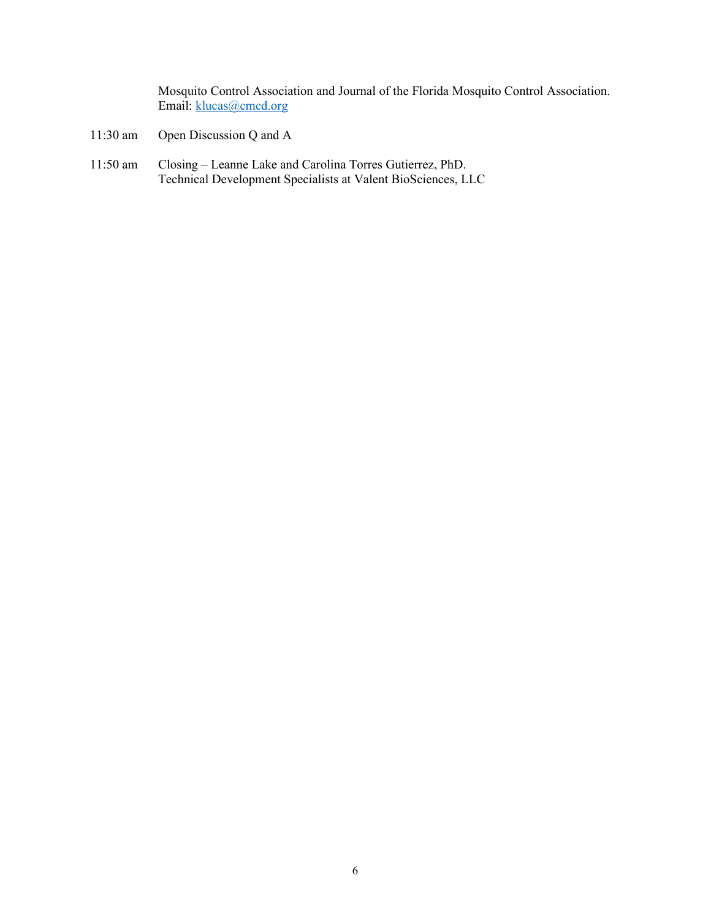Mosquito Control Association and Journal of the Florida Mosquito Control Association.
Email: klucas@cmcd.org

11:30 am  Open Discussion Q and A

11:50 am  Closing – Leanne Lake and Carolina Torres Gutierrez, PhD.
Technical Development Specialists at Valent BioSciences, LLC